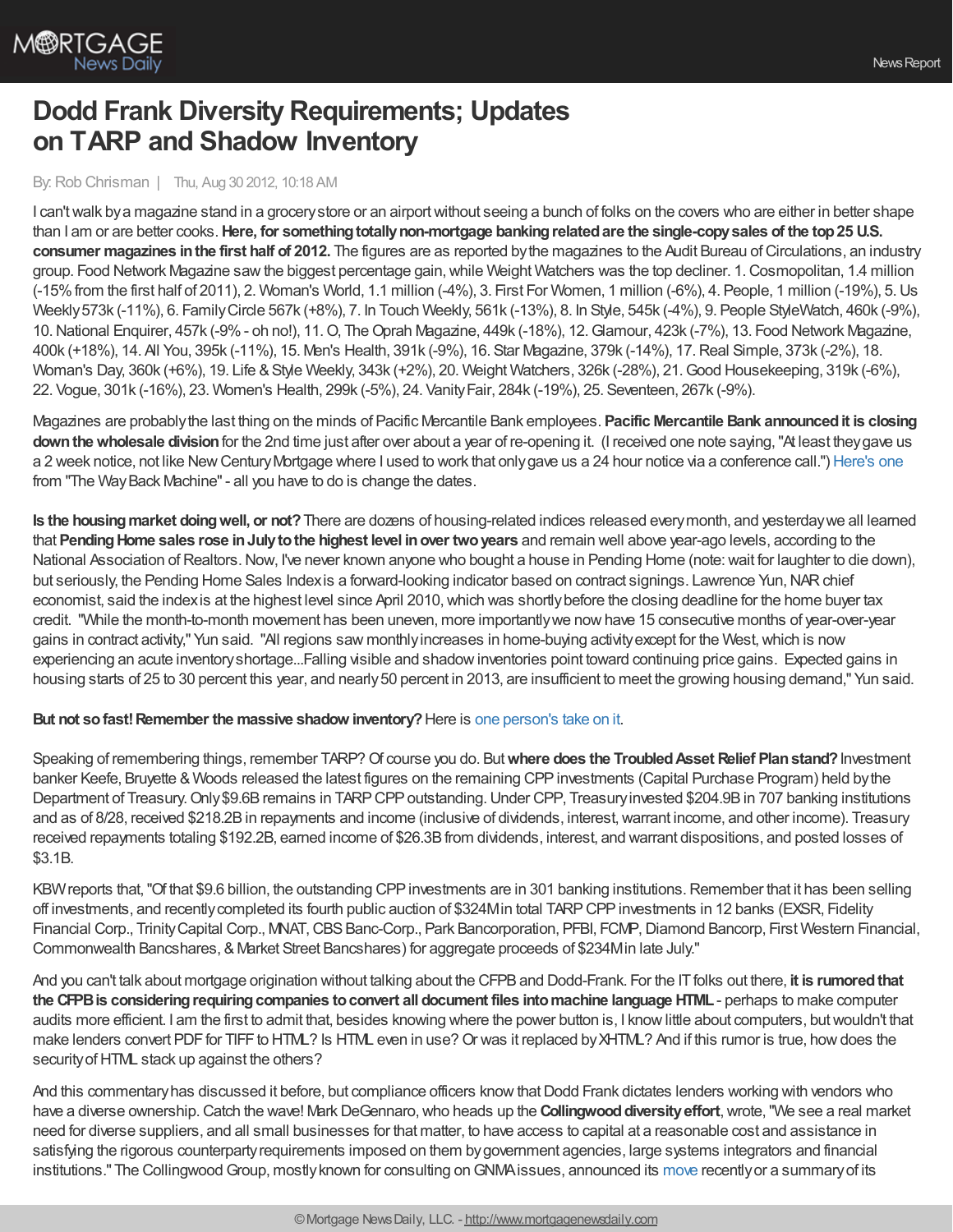# Dodd Frank Diversity Requirements; Updates on TARP and Shadow Inventory

By: Rob Chrisman | Thu, Aug 30 2012, 10:18 AM

I can't walk by a magazine stand in a grocery store or an airport without seeing a bunch of folks on the covers who are either in better shape than I am or are better cooks. **Here, for something totally non-mortgage banking related are the single-copy sales of the top 25 U.S. consumer magazines in the first half of 2012.** The figures are as reported by the magazines to the Audit Bureau of Circulations, an industry group. Food Network Magazine saw the biggest percentage gain, while Weight Watchers was the top decliner. 1. Cosmopolitan, 1.4 million (-15% from the first half of 2011), 2. Woman's World, 1.1 million (-4%), 3. First For Women, 1 million (-6%), 4. People, 1 million (-19%), 5. Us Weekly 573k (-11%), 6. Family Circle 567k (+8%), 7. In Touch Weekly, 561k (-13%), 8. In Style, 545k (-4%), 9. People StyleWatch, 460k (-9%), 10. National Enquirer, 457k (-9% - oh no!), 11. O, The Oprah Magazine, 449k (-18%), 12. Glamour, 423k (-7%), 13. Food Network Magazine, 400k (+18%), 14. All You, 395k (-11%), 15. Men's Health, 391k (-9%), 16. Star Magazine, 379k (-14%), 17. Real Simple, 373k (-2%), 18. Woman's Day, 360k (+6%), 19. Life & Style Weekly, 343k (+2%), 20. Weight Watchers, 326k (-28%), 21. Good Housekeeping, 319k (-6%), 22. Vogue, 301k (-16%), 23. Women's Health, 299k (-5%), 24. Vanity Fair, 284k (-19%), 25. Seventeen, 267k (-9%).

Magazines are probably the last thing on the minds of Pacific Mercantile Bank employees. **Pacific Mercantile Bank announced it is closing down the wholesale division** for the 2nd time just after over about a year of re-opening it. (I received one note saying, "At least they gave us a 2 week notice, not like New Century Mortgage where I used to work that only gave us a 24 hour notice via a conference call.") Here's one from "The Way Back Machine" - all you have to do is change the dates.

**Is the housing market doing well, or not?** There are dozens of housing-related indices released every month, and yesterday we all learned that **Pending Home sales rose in July to the highest level in over two years** and remain well above year-ago levels, according to the National Association of Realtors. Now, I've never known anyone who bought a house in Pending Home (note: wait for laughter to die down), but seriously, the Pending Home Sales Index is a forward-looking indicator based on contract signings. Lawrence Yun, NAR chief economist, said the index is at the highest level since April 2010, which was shortly before the closing deadline for the home buyer tax credit. "While the month-to-month movement has been uneven, more importantly we now have 15 consecutive months of year-over-year gains in contract activity," Yun said. "All regions saw monthly increases in home-buying activity except for the West, which is now experiencing an acute inventory shortage...Falling visible and shadow inventories point toward continuing price gains. Expected gains in housing starts of 25 to 30 percent this year, and nearly 50 percent in 2013, are insufficient to meet the growing housing demand," Yun said.

**But not so fast! Remember the massive shadow inventory?** Here is one person's take on it.

Speaking of remembering things, remember TARP? Of course you do. But **where does the Troubled Asset Relief Plan stand?** Investment banker Keefe, Bruyette & Woods released the latest figures on the remaining CPP investments (Capital Purchase Program) held by the Department of Treasury. Only $9.6B remains in TARP CPP outstanding. Under CPP, Treasury invested $204.9B in 707 banking institutions and as of 8/28, received $218.2B in repayments and income (inclusive of dividends, interest, warrant income, and other income). Treasury received repayments totaling $192.2B, earned income of $26.3B from dividends, interest, and warrant dispositions, and posted losses of $3.1B.

KBW reports that, "Of that $9.6 billion, the outstanding CPP investments are in 301 banking institutions. Remember that it has been selling off investments, and recently completed its fourth public auction of $324M in total TARP CPP investments in 12 banks (EXSR, Fidelity Financial Corp., Trinity Capital Corp., MNAT, CBS Banc-Corp., Park Bancorporation, PFBI, FCMP, Diamond Bancorp, First Western Financial, Commonwealth Bancshares, & Market Street Bancshares) for aggregate proceeds of $234M in late July."

And you can't talk about mortgage origination without talking about the CFPB and Dodd-Frank. For the IT folks out there, **it is rumored that the CFPB is considering requiring companies to convert all document files into machine language HTML** - perhaps to make computer audits more efficient. I am the first to admit that, besides knowing where the power button is, I know little about computers, but wouldn't that make lenders convert PDF for TIFF to HTML? Is HTML even in use? Or was it replaced by XHTML? And if this rumor is true, how does the security of HTML stack up against the others?

And this commentary has discussed it before, but compliance officers know that Dodd Frank dictates lenders working with vendors who have a diverse ownership. Catch the wave! Mark DeGennaro, who heads up the **Collingwood diversity effort**, wrote, "We see a real market need for diverse suppliers, and all small businesses for that matter, to have access to capital at a reasonable cost and assistance in satisfying the rigorous counterparty requirements imposed on them by government agencies, large systems integrators and financial institutions." The Collingwood Group, mostly known for consulting on GNMA issues, announced its move recently or a summary of its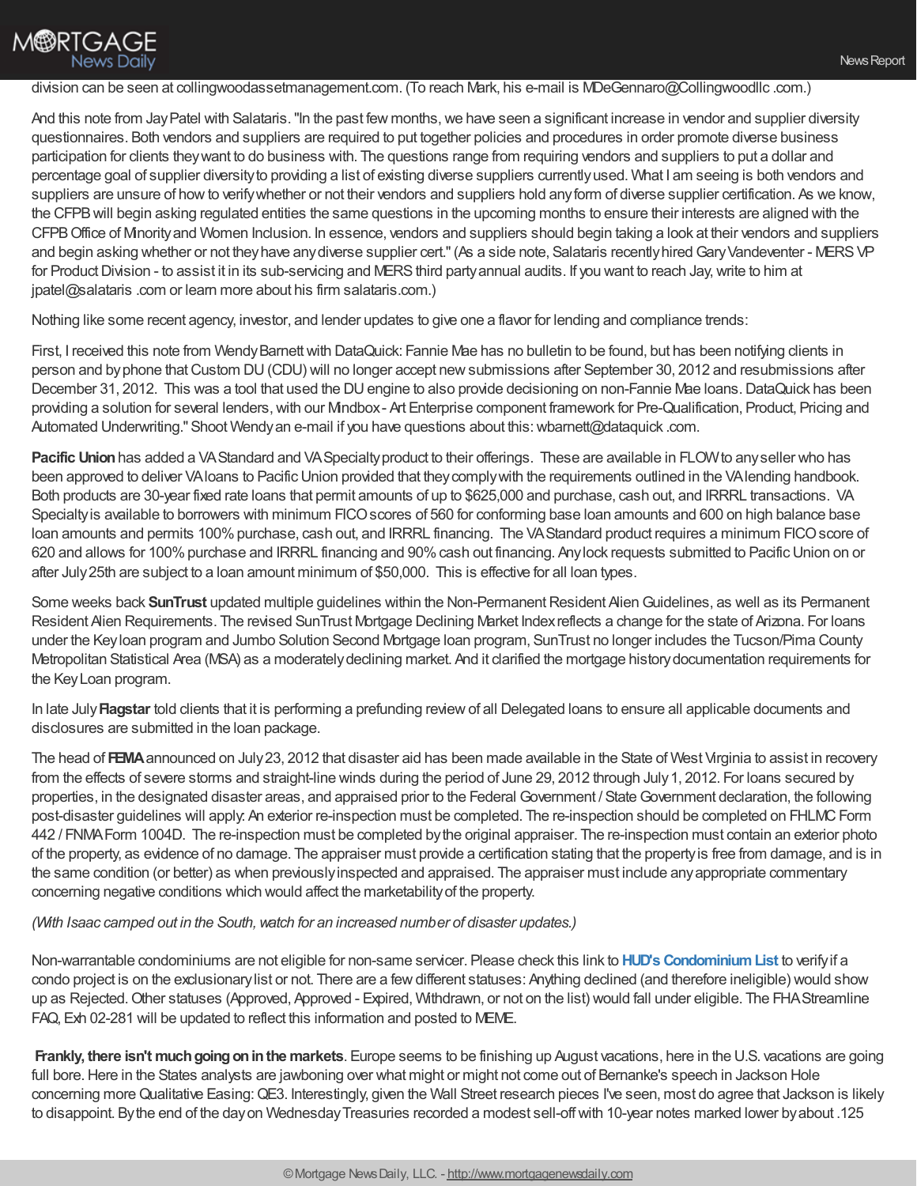division can be seen at collingwoodassetmanagement.com. (To reach Mark, his e-mail is MDeGennaro@Collingwoodllc .com.)

And this note from Jay Patel with Salataris. "In the past few months, we have seen a significant increase in vendor and supplier diversity questionnaires. Both vendors and suppliers are required to put together policies and procedures in order promote diverse business participation for clients they want to do business with. The questions range from requiring vendors and suppliers to put a dollar and percentage goal of supplier diversity to providing a list of existing diverse suppliers currently used. What I am seeing is both vendors and suppliers are unsure of how to verify whether or not their vendors and suppliers hold any form of diverse supplier certification. As we know, the CFPB will begin asking regulated entities the same questions in the upcoming months to ensure their interests are aligned with the CFPB Office of Minority and Women Inclusion. In essence, vendors and suppliers should begin taking a look at their vendors and suppliers and begin asking whether or not they have any diverse supplier cert." (As a side note, Salataris recently hired Gary Vandeventer - MERS VP for Product Division - to assist it in its sub-servicing and MERS third party annual audits. If you want to reach Jay, write to him at jpatel@salataris .com or learn more about his firm salataris.com.)

Nothing like some recent agency, investor, and lender updates to give one a flavor for lending and compliance trends:

First, I received this note from Wendy Barnett with DataQuick: Fannie Mae has no bulletin to be found, but has been notifying clients in person and by phone that Custom DU (CDU) will no longer accept new submissions after September 30, 2012 and resubmissions after December 31, 2012. This was a tool that used the DU engine to also provide decisioning on non-Fannie Mae loans. DataQuick has been providing a solution for several lenders, with our Mindbox - Art Enterprise component framework for Pre-Qualification, Product, Pricing and Automated Underwriting." Shoot Wendy an e-mail if you have questions about this: wbarnett@dataquick .com.

**Pacific Union** has added a VA Standard and VA Specialty product to their offerings. These are available in FLOW to any seller who has been approved to deliver VA loans to Pacific Union provided that they comply with the requirements outlined in the VA lending handbook. Both products are 30-year fixed rate loans that permit amounts of up to $625,000 and purchase, cash out, and IRRRL transactions. VA Specialty is available to borrowers with minimum FICO scores of 560 for conforming base loan amounts and 600 on high balance base loan amounts and permits 100% purchase, cash out, and IRRRL financing. The VA Standard product requires a minimum FICO score of 620 and allows for 100% purchase and IRRRL financing and 90% cash out financing. Any lock requests submitted to Pacific Union on or after July 25th are subject to a loan amount minimum of $50,000. This is effective for all loan types.

Some weeks back **SunTrust** updated multiple guidelines within the Non-Permanent Resident Alien Guidelines, as well as its Permanent Resident Alien Requirements. The revised SunTrust Mortgage Declining Market Index reflects a change for the state of Arizona. For loans under the Key loan program and Jumbo Solution Second Mortgage loan program, SunTrust no longer includes the Tucson/Pima County Metropolitan Statistical Area (MSA) as a moderately declining market. And it clarified the mortgage history documentation requirements for the Key Loan program.

In late July **Flagstar** told clients that it is performing a prefunding review of all Delegated loans to ensure all applicable documents and disclosures are submitted in the loan package.

The head of **FEMA** announced on July 23, 2012 that disaster aid has been made available in the State of West Virginia to assist in recovery from the effects of severe storms and straight-line winds during the period of June 29, 2012 through July 1, 2012. For loans secured by properties, in the designated disaster areas, and appraised prior to the Federal Government / State Government declaration, the following post-disaster guidelines will apply: An exterior re-inspection must be completed. The re-inspection should be completed on FHLMC Form 442 / FNMA Form 1004D. The re-inspection must be completed by the original appraiser. The re-inspection must contain an exterior photo of the property, as evidence of no damage. The appraiser must provide a certification stating that the property is free from damage, and is in the same condition (or better) as when previously inspected and appraised. The appraiser must include any appropriate commentary concerning negative conditions which would affect the marketability of the property.

*(With Isaac camped out in the South, watch for an increased number of disaster updates.)*

Non-warrantable condominiums are not eligible for non-same servicer. Please check this link to **HUD's Condominium List** to verify if a condo project is on the exclusionary list or not. There are a few different statuses: Anything declined (and therefore ineligible) would show up as Rejected. Other statuses (Approved, Approved - Expired, Withdrawn, or not on the list) would fall under eligible. The FHA Streamline FAQ, Exh 02-281 will be updated to reflect this information and posted to MEME.

**Frankly, there isn't much going on in the markets**. Europe seems to be finishing up August vacations, here in the U.S. vacations are going full bore. Here in the States analysts are jawboning over what might or might not come out of Bernanke's speech in Jackson Hole concerning more Qualitative Easing: QE3. Interestingly, given the Wall Street research pieces I've seen, most do agree that Jackson is likely to disappoint. By the end of the day on Wednesday Treasuries recorded a modest sell-off with 10-year notes marked lower by about .125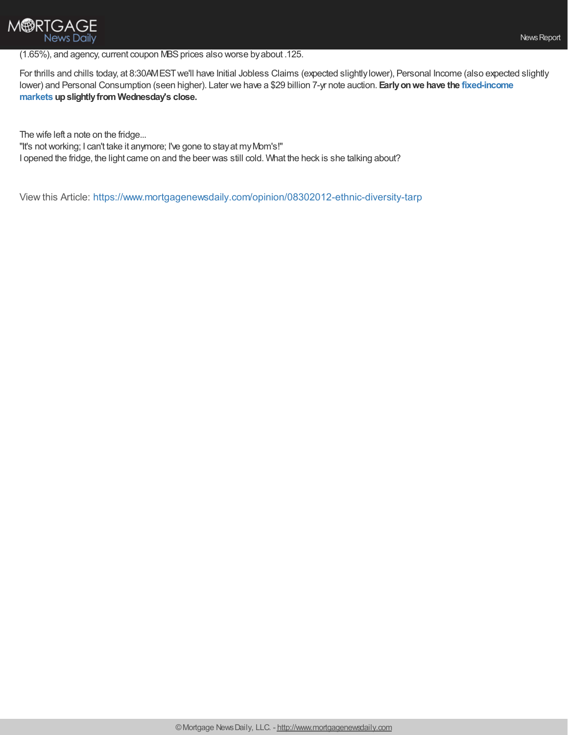(1.65%), and agency, current coupon MBS prices also worse by about .125.

For thrills and chills today, at 8:30AM EST we'll have Initial Jobless Claims (expected slightly lower), Personal Income (also expected slightly lower) and Personal Consumption (seen higher). Later we have a $29 billion 7-yr note auction. **Early on we have the fixed-income markets up slightly from Wednesday's close.**

The wife left a note on the fridge...
"It's not working; I can't take it anymore; I've gone to stay at my Mom's!"
I opened the fridge, the light came on and the beer was still cold. What the heck is she talking about?

View this Article: https://www.mortgagenewsdaily.com/opinion/08302012-ethnic-diversity-tarp